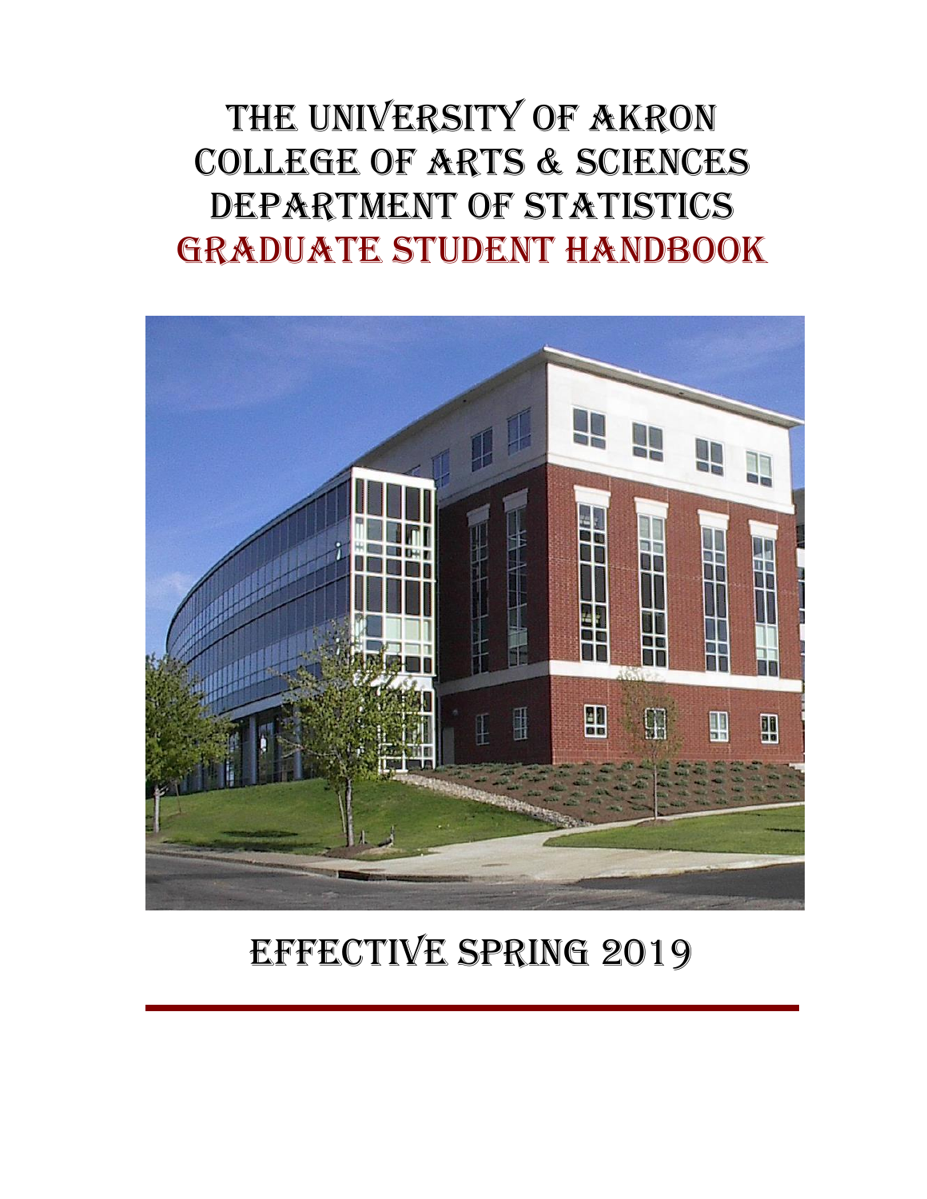# The University of Akron
# College of Arts & Sciences
# Department of Statistics
# Graduate Student Handbook

Effective Spring 2019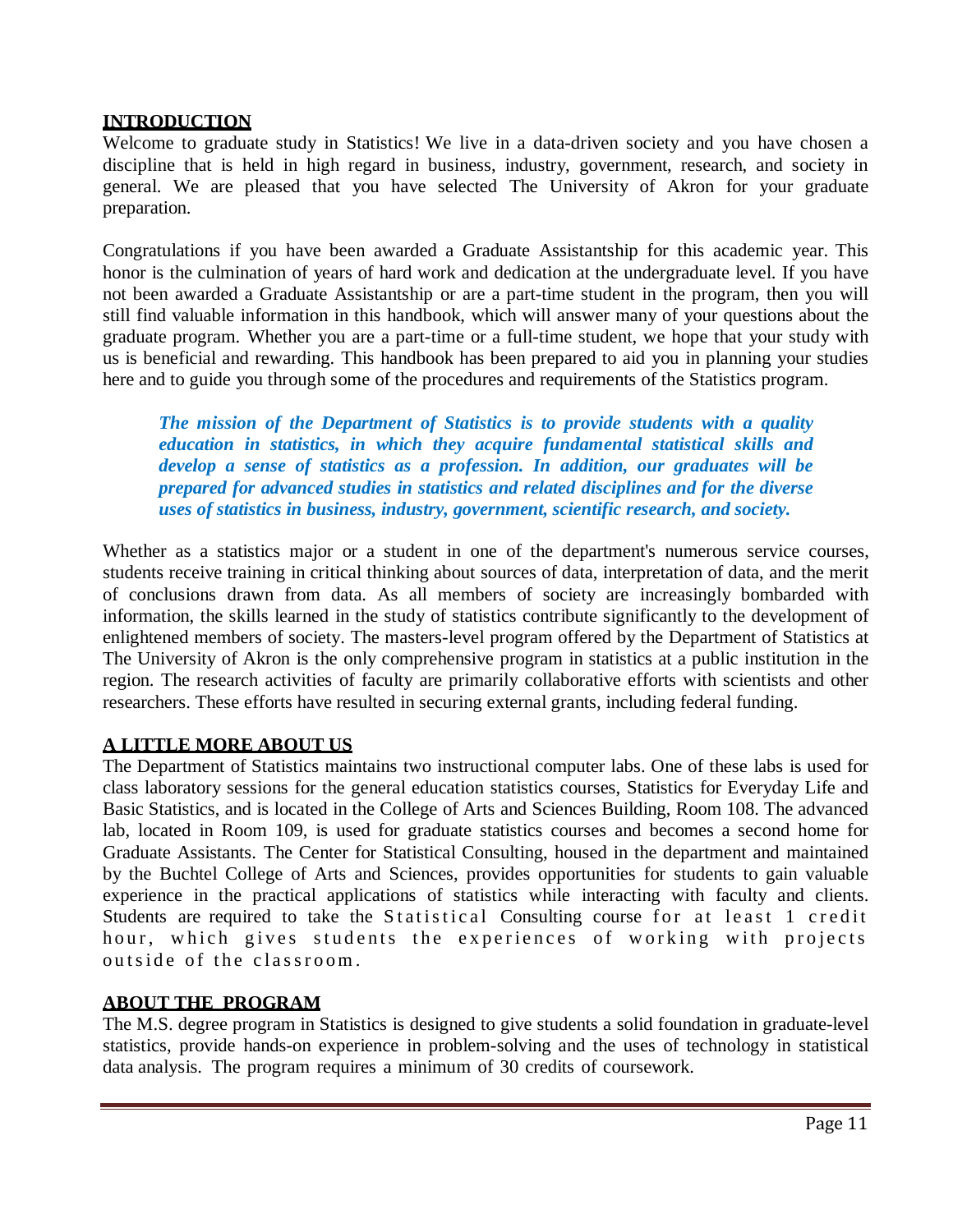## INTRODUCTION

Welcome to graduate study in Statistics! We live in a data-driven society and you have chosen a discipline that is held in high regard in business, industry, government, research, and society in general. We are pleased that you have selected The University of Akron for your graduate preparation.

Congratulations if you have been awarded a Graduate Assistantship for this academic year. This honor is the culmination of years of hard work and dedication at the undergraduate level. If you have not been awarded a Graduate Assistantship or are a part-time student in the program, then you will still find valuable information in this handbook, which will answer many of your questions about the graduate program. Whether you are a part-time or a full-time student, we hope that your study with us is beneficial and rewarding. This handbook has been prepared to aid you in planning your studies here and to guide you through some of the procedures and requirements of the Statistics program.

> ***The mission of the Department of Statistics is to provide students with a quality education in statistics, in which they acquire fundamental statistical skills and develop a sense of statistics as a profession. In addition, our graduates will be prepared for advanced studies in statistics and related disciplines and for the diverse uses of statistics in business, industry, government, scientific research, and society.***

Whether as a statistics major or a student in one of the department's numerous service courses, students receive training in critical thinking about sources of data, interpretation of data, and the merit of conclusions drawn from data. As all members of society are increasingly bombarded with information, the skills learned in the study of statistics contribute significantly to the development of enlightened members of society. The masters-level program offered by the Department of Statistics at The University of Akron is the only comprehensive program in statistics at a public institution in the region. The research activities of faculty are primarily collaborative efforts with scientists and other researchers. These efforts have resulted in securing external grants, including federal funding.

## A LITTLE MORE ABOUT US

The Department of Statistics maintains two instructional computer labs. One of these labs is used for class laboratory sessions for the general education statistics courses, Statistics for Everyday Life and Basic Statistics, and is located in the College of Arts and Sciences Building, Room 108. The advanced lab, located in Room 109, is used for graduate statistics courses and becomes a second home for Graduate Assistants. The Center for Statistical Consulting, housed in the department and maintained by the Buchtel College of Arts and Sciences, provides opportunities for students to gain valuable experience in the practical applications of statistics while interacting with faculty and clients. Students are required to take the Statistical Consulting course for at least 1 credit hour, which gives students the experiences of working with projects outside of the classroom.

## ABOUT THE PROGRAM

The M.S. degree program in Statistics is designed to give students a solid foundation in graduate-level statistics, provide hands-on experience in problem-solving and the uses of technology in statistical data analysis. The program requires a minimum of 30 credits of coursework.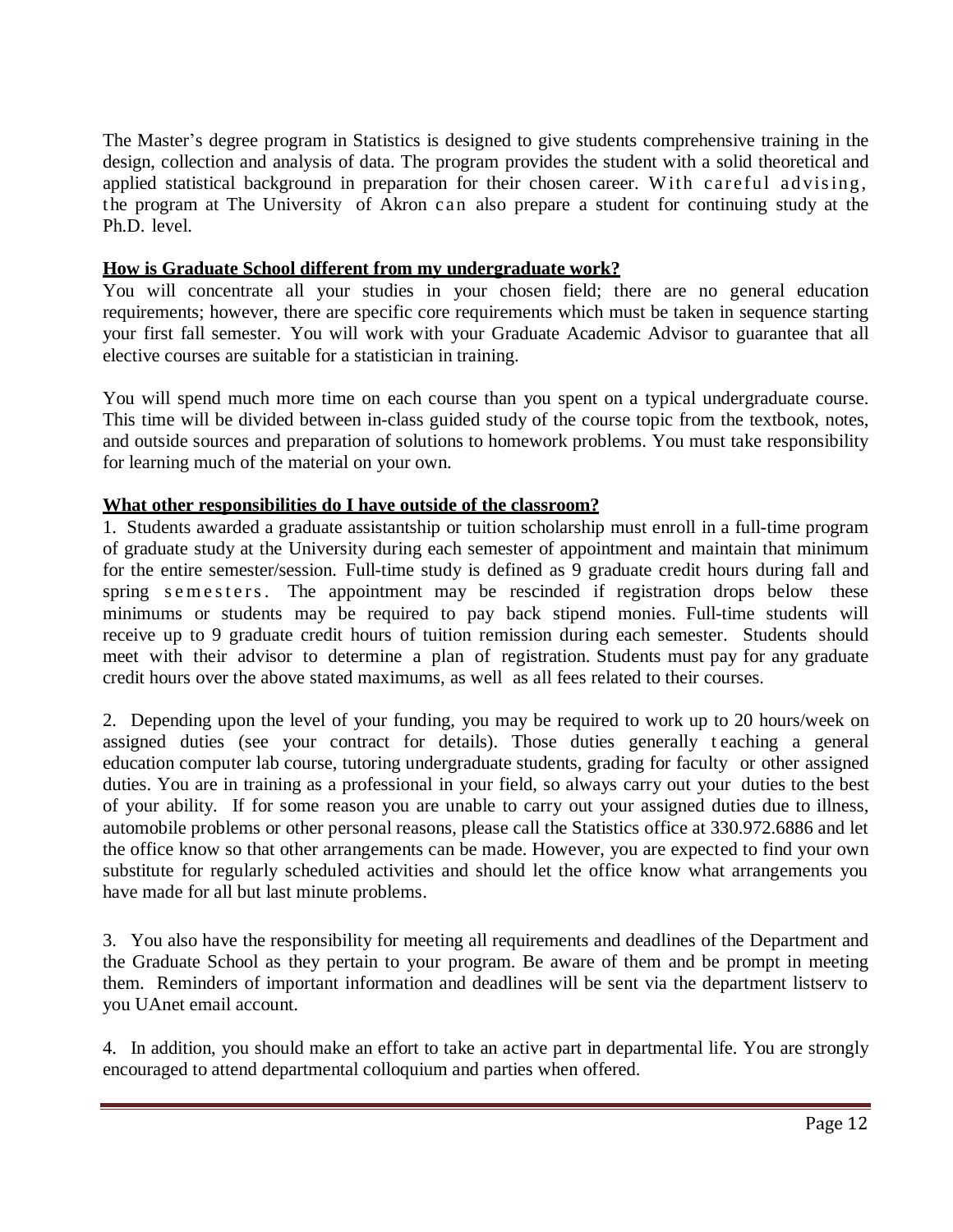The Master's degree program in Statistics is designed to give students comprehensive training in the design, collection and analysis of data. The program provides the student with a solid theoretical and applied statistical background in preparation for their chosen career. With careful advising, the program at The University of Akron can also prepare a student for continuing study at the Ph.D. level.

**How is Graduate School different from my undergraduate work?**

You will concentrate all your studies in your chosen field; there are no general education requirements; however, there are specific core requirements which must be taken in sequence starting your first fall semester. You will work with your Graduate Academic Advisor to guarantee that all elective courses are suitable for a statistician in training.

You will spend much more time on each course than you spent on a typical undergraduate course. This time will be divided between in-class guided study of the course topic from the textbook, notes, and outside sources and preparation of solutions to homework problems. You must take responsibility for learning much of the material on your own.

**What other responsibilities do I have outside of the classroom?**

1. Students awarded a graduate assistantship or tuition scholarship must enroll in a full-time program of graduate study at the University during each semester of appointment and maintain that minimum for the entire semester/session. Full-time study is defined as 9 graduate credit hours during fall and spring semesters. The appointment may be rescinded if registration drops below these minimums or students may be required to pay back stipend monies. Full-time students will receive up to 9 graduate credit hours of tuition remission during each semester. Students should meet with their advisor to determine a plan of registration. Students must pay for any graduate credit hours over the above stated maximums, as well as all fees related to their courses.

2. Depending upon the level of your funding, you may be required to work up to 20 hours/week on assigned duties (see your contract for details). Those duties generally teaching a general education computer lab course, tutoring undergraduate students, grading for faculty or other assigned duties. You are in training as a professional in your field, so always carry out your duties to the best of your ability. If for some reason you are unable to carry out your assigned duties due to illness, automobile problems or other personal reasons, please call the Statistics office at 330.972.6886 and let the office know so that other arrangements can be made. However, you are expected to find your own substitute for regularly scheduled activities and should let the office know what arrangements you have made for all but last minute problems.

3. You also have the responsibility for meeting all requirements and deadlines of the Department and the Graduate School as they pertain to your program. Be aware of them and be prompt in meeting them. Reminders of important information and deadlines will be sent via the department listserv to you UAnet email account.

4. In addition, you should make an effort to take an active part in departmental life. You are strongly encouraged to attend departmental colloquium and parties when offered.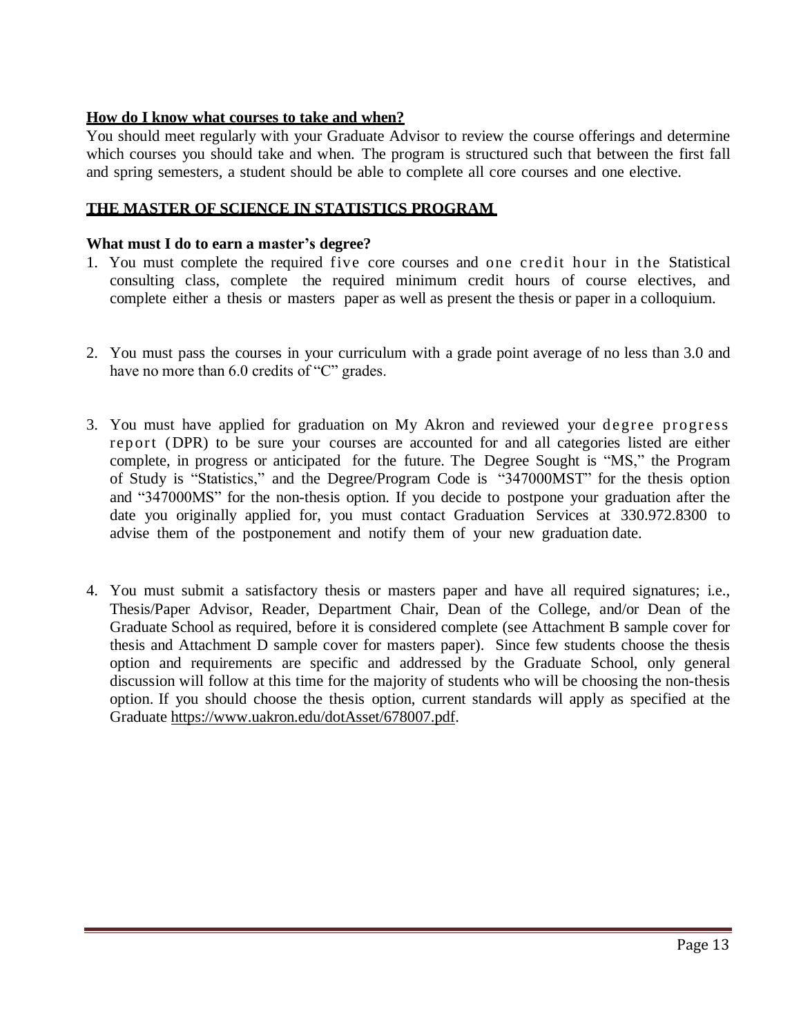**How do I know what courses to take and when?**

You should meet regularly with your Graduate Advisor to review the course offerings and determine which courses you should take and when. The program is structured such that between the first fall and spring semesters, a student should be able to complete all core courses and one elective.

## THE MASTER OF SCIENCE IN STATISTICS PROGRAM

**What must I do to earn a master's degree?**

1. You must complete the required five core courses and one credit hour in the Statistical consulting class, complete the required minimum credit hours of course electives, and complete either a thesis or masters paper as well as present the thesis or paper in a colloquium.

2. You must pass the courses in your curriculum with a grade point average of no less than 3.0 and have no more than 6.0 credits of "C" grades.

3. You must have applied for graduation on My Akron and reviewed your degree progress report (DPR) to be sure your courses are accounted for and all categories listed are either complete, in progress or anticipated for the future. The Degree Sought is "MS," the Program of Study is "Statistics," and the Degree/Program Code is "347000MST" for the thesis option and "347000MS" for the non-thesis option. If you decide to postpone your graduation after the date you originally applied for, you must contact Graduation Services at 330.972.8300 to advise them of the postponement and notify them of your new graduation date.

4. You must submit a satisfactory thesis or masters paper and have all required signatures; i.e., Thesis/Paper Advisor, Reader, Department Chair, Dean of the College, and/or Dean of the Graduate School as required, before it is considered complete (see Attachment B sample cover for thesis and Attachment D sample cover for masters paper). Since few students choose the thesis option and requirements are specific and addressed by the Graduate School, only general discussion will follow at this time for the majority of students who will be choosing the non-thesis option. If you should choose the thesis option, current standards will apply as specified at the Graduate https://www.uakron.edu/dotAsset/678007.pdf.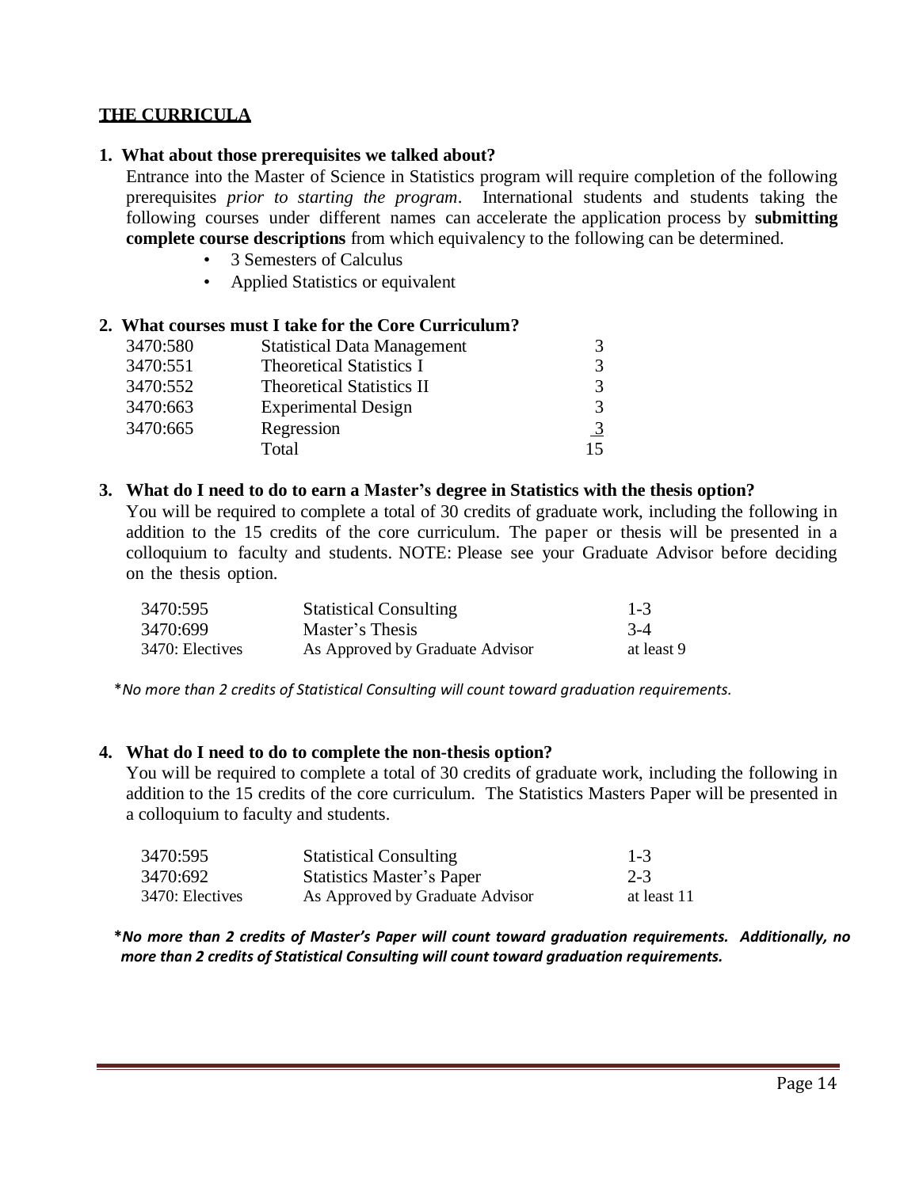## THE CURRICULA

**1. What about those prerequisites we talked about?**

Entrance into the Master of Science in Statistics program will require completion of the following prerequisites *prior to starting the program*. International students and students taking the following courses under different names can accelerate the application process by **submitting complete course descriptions** from which equivalency to the following can be determined.

- 3 Semesters of Calculus
- Applied Statistics or equivalent

**2. What courses must I take for the Core Curriculum?**

| | | |
|---|---|---|
| 3470:580 | Statistical Data Management | 3 |
| 3470:551 | Theoretical Statistics I | 3 |
| 3470:552 | Theoretical Statistics II | 3 |
| 3470:663 | Experimental Design | 3 |
| 3470:665 | Regression | 3 |
| | Total | 15 |

**3. What do I need to do to earn a Master's degree in Statistics with the thesis option?**

You will be required to complete a total of 30 credits of graduate work, including the following in addition to the 15 credits of the core curriculum. The paper or thesis will be presented in a colloquium to faculty and students. NOTE: Please see your Graduate Advisor before deciding on the thesis option.

| | | |
|---|---|---|
| 3470:595 | Statistical Consulting | 1-3 |
| 3470:699 | Master's Thesis | 3-4 |
| 3470: Electives | As Approved by Graduate Advisor | at least 9 |

\**No more than 2 credits of Statistical Consulting will count toward graduation requirements.*

**4. What do I need to do to complete the non-thesis option?**

You will be required to complete a total of 30 credits of graduate work, including the following in addition to the 15 credits of the core curriculum. The Statistics Masters Paper will be presented in a colloquium to faculty and students.

| | | |
|---|---|---|
| 3470:595 | Statistical Consulting | 1-3 |
| 3470:692 | Statistics Master's Paper | 2-3 |
| 3470: Electives | As Approved by Graduate Advisor | at least 11 |

***No more than 2 credits of Master's Paper will count toward graduation requirements. Additionally, no more than 2 credits of Statistical Consulting will count toward graduation requirements.***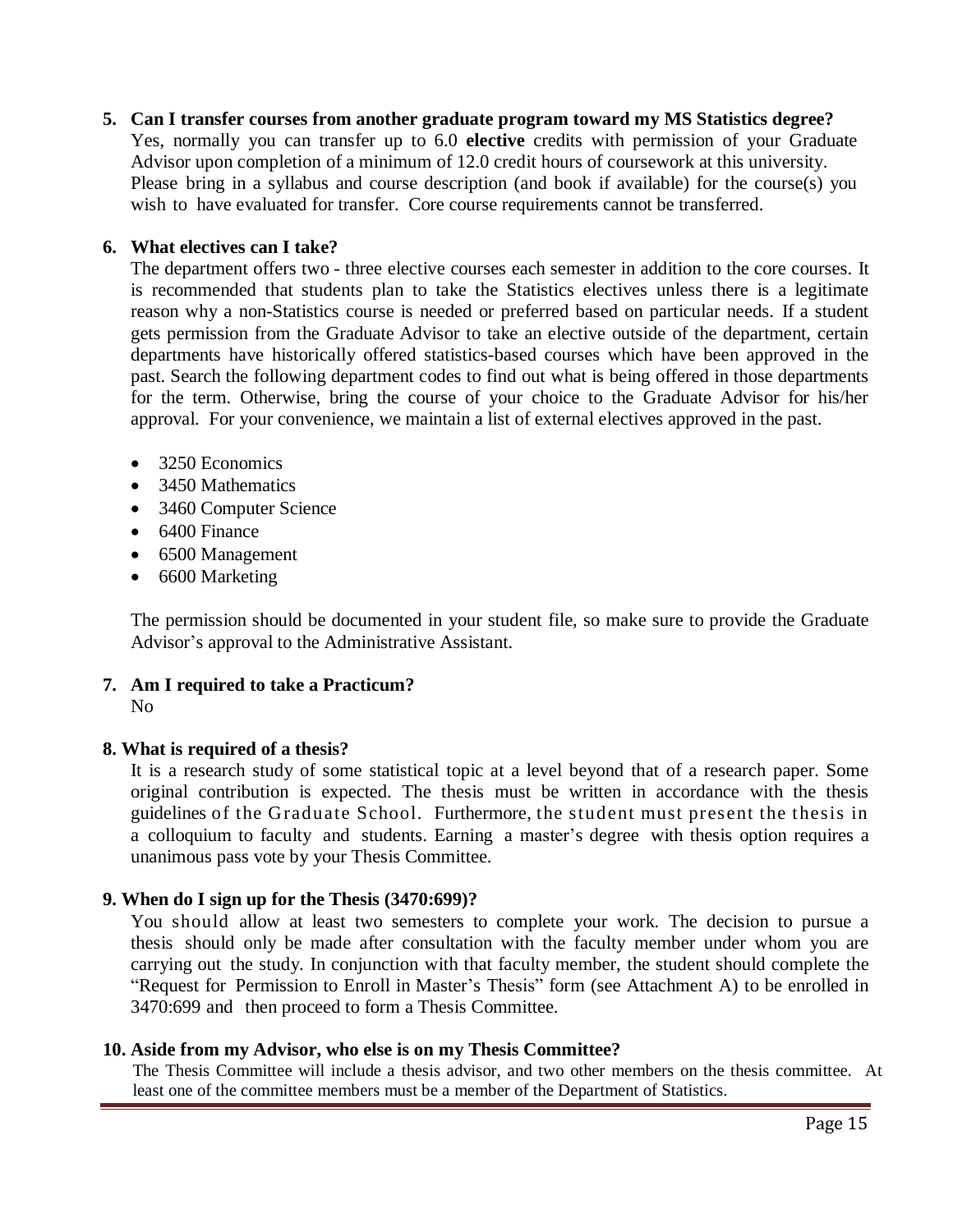**5. Can I transfer courses from another graduate program toward my MS Statistics degree?**

Yes, normally you can transfer up to 6.0 **elective** credits with permission of your Graduate Advisor upon completion of a minimum of 12.0 credit hours of coursework at this university. Please bring in a syllabus and course description (and book if available) for the course(s) you wish to have evaluated for transfer. Core course requirements cannot be transferred.

**6. What electives can I take?**

The department offers two - three elective courses each semester in addition to the core courses. It is recommended that students plan to take the Statistics electives unless there is a legitimate reason why a non-Statistics course is needed or preferred based on particular needs. If a student gets permission from the Graduate Advisor to take an elective outside of the department, certain departments have historically offered statistics-based courses which have been approved in the past. Search the following department codes to find out what is being offered in those departments for the term. Otherwise, bring the course of your choice to the Graduate Advisor for his/her approval. For your convenience, we maintain a list of external electives approved in the past.

- 3250 Economics
- 3450 Mathematics
- 3460 Computer Science
- 6400 Finance
- 6500 Management
- 6600 Marketing

The permission should be documented in your student file, so make sure to provide the Graduate Advisor's approval to the Administrative Assistant.

**7. Am I required to take a Practicum?**

No

**8. What is required of a thesis?**

It is a research study of some statistical topic at a level beyond that of a research paper. Some original contribution is expected. The thesis must be written in accordance with the thesis guidelines of the Graduate School. Furthermore, the student must present the thesis in a colloquium to faculty and students. Earning a master's degree with thesis option requires a unanimous pass vote by your Thesis Committee.

**9. When do I sign up for the Thesis (3470:699)?**

You should allow at least two semesters to complete your work. The decision to pursue a thesis should only be made after consultation with the faculty member under whom you are carrying out the study. In conjunction with that faculty member, the student should complete the "Request for Permission to Enroll in Master's Thesis" form (see Attachment A) to be enrolled in 3470:699 and then proceed to form a Thesis Committee.

**10. Aside from my Advisor, who else is on my Thesis Committee?**

The Thesis Committee will include a thesis advisor, and two other members on the thesis committee. At least one of the committee members must be a member of the Department of Statistics.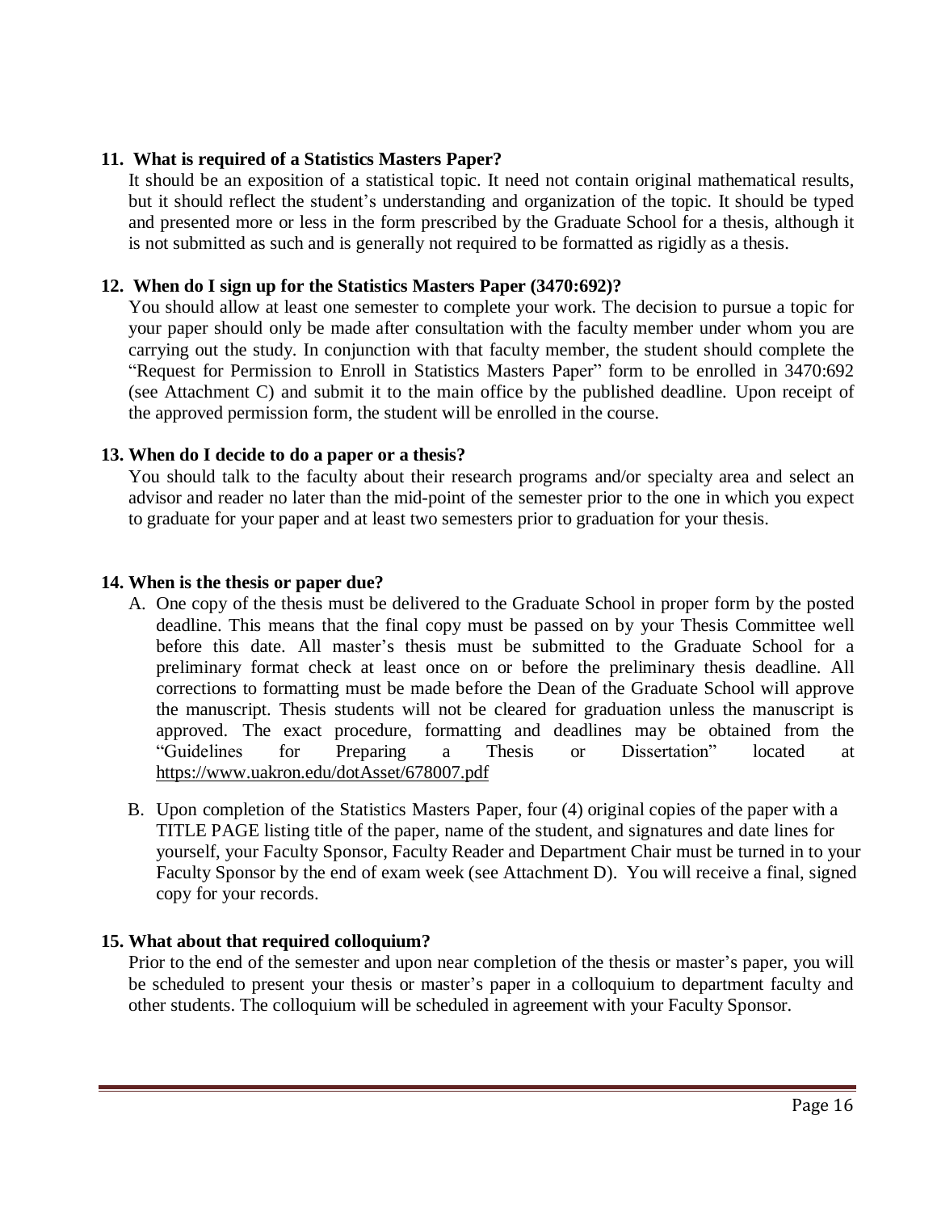### 11. What is required of a Statistics Masters Paper?

It should be an exposition of a statistical topic. It need not contain original mathematical results, but it should reflect the student's understanding and organization of the topic. It should be typed and presented more or less in the form prescribed by the Graduate School for a thesis, although it is not submitted as such and is generally not required to be formatted as rigidly as a thesis.

### 12. When do I sign up for the Statistics Masters Paper (3470:692)?

You should allow at least one semester to complete your work. The decision to pursue a topic for your paper should only be made after consultation with the faculty member under whom you are carrying out the study. In conjunction with that faculty member, the student should complete the "Request for Permission to Enroll in Statistics Masters Paper" form to be enrolled in 3470:692 (see Attachment C) and submit it to the main office by the published deadline. Upon receipt of the approved permission form, the student will be enrolled in the course.

### 13. When do I decide to do a paper or a thesis?

You should talk to the faculty about their research programs and/or specialty area and select an advisor and reader no later than the mid-point of the semester prior to the one in which you expect to graduate for your paper and at least two semesters prior to graduation for your thesis.

### 14. When is the thesis or paper due?

A. One copy of the thesis must be delivered to the Graduate School in proper form by the posted deadline. This means that the final copy must be passed on by your Thesis Committee well before this date. All master's thesis must be submitted to the Graduate School for a preliminary format check at least once on or before the preliminary thesis deadline. All corrections to formatting must be made before the Dean of the Graduate School will approve the manuscript. Thesis students will not be cleared for graduation unless the manuscript is approved. The exact procedure, formatting and deadlines may be obtained from the "Guidelines for Preparing a Thesis or Dissertation" located at https://www.uakron.edu/dotAsset/678007.pdf

B. Upon completion of the Statistics Masters Paper, four (4) original copies of the paper with a TITLE PAGE listing title of the paper, name of the student, and signatures and date lines for yourself, your Faculty Sponsor, Faculty Reader and Department Chair must be turned in to your Faculty Sponsor by the end of exam week (see Attachment D). You will receive a final, signed copy for your records.

### 15. What about that required colloquium?

Prior to the end of the semester and upon near completion of the thesis or master's paper, you will be scheduled to present your thesis or master's paper in a colloquium to department faculty and other students. The colloquium will be scheduled in agreement with your Faculty Sponsor.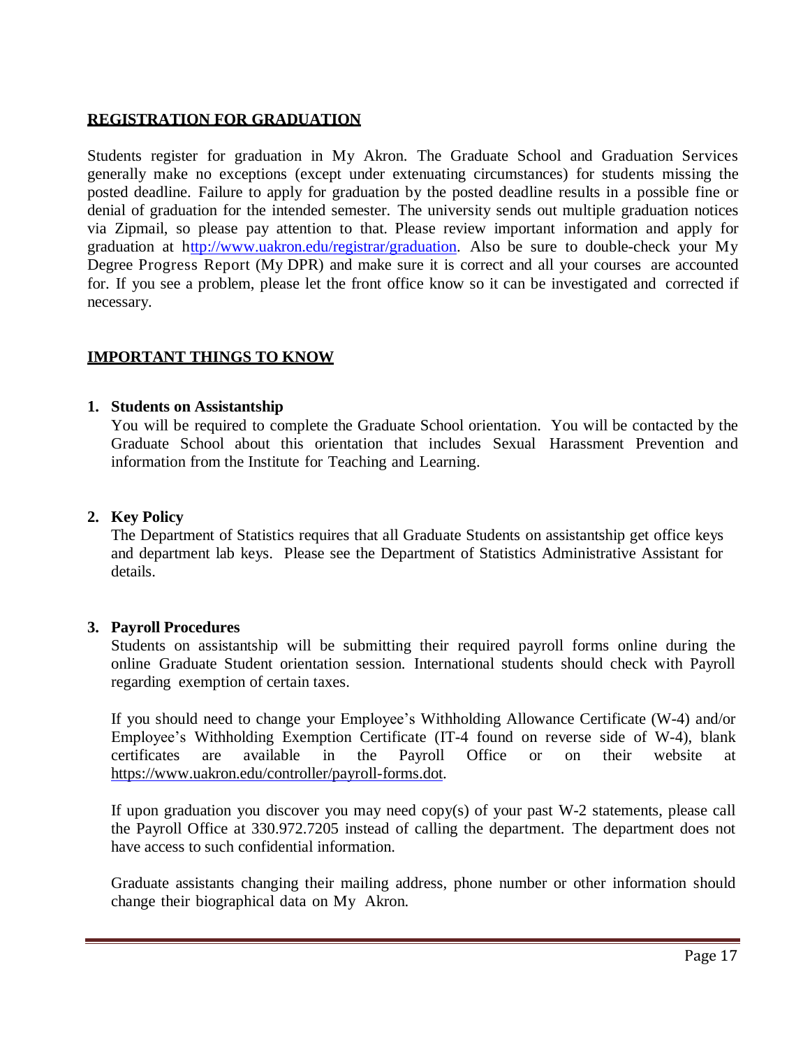## REGISTRATION FOR GRADUATION

Students register for graduation in My Akron. The Graduate School and Graduation Services generally make no exceptions (except under extenuating circumstances) for students missing the posted deadline. Failure to apply for graduation by the posted deadline results in a possible fine or denial of graduation for the intended semester. The university sends out multiple graduation notices via Zipmail, so please pay attention to that. Please review important information and apply for graduation at http://www.uakron.edu/registrar/graduation. Also be sure to double-check your My Degree Progress Report (My DPR) and make sure it is correct and all your courses are accounted for. If you see a problem, please let the front office know so it can be investigated and corrected if necessary.

## IMPORTANT THINGS TO KNOW

1. **Students on Assistantship**
   You will be required to complete the Graduate School orientation. You will be contacted by the Graduate School about this orientation that includes Sexual Harassment Prevention and information from the Institute for Teaching and Learning.

2. **Key Policy**
   The Department of Statistics requires that all Graduate Students on assistantship get office keys and department lab keys. Please see the Department of Statistics Administrative Assistant for details.

3. **Payroll Procedures**
   Students on assistantship will be submitting their required payroll forms online during the online Graduate Student orientation session. International students should check with Payroll regarding exemption of certain taxes.

   If you should need to change your Employee's Withholding Allowance Certificate (W-4) and/or Employee's Withholding Exemption Certificate (IT-4 found on reverse side of W-4), blank certificates are available in the Payroll Office or on their website at https://www.uakron.edu/controller/payroll-forms.dot.

   If upon graduation you discover you may need copy(s) of your past W-2 statements, please call the Payroll Office at 330.972.7205 instead of calling the department. The department does not have access to such confidential information.

   Graduate assistants changing their mailing address, phone number or other information should change their biographical data on My Akron.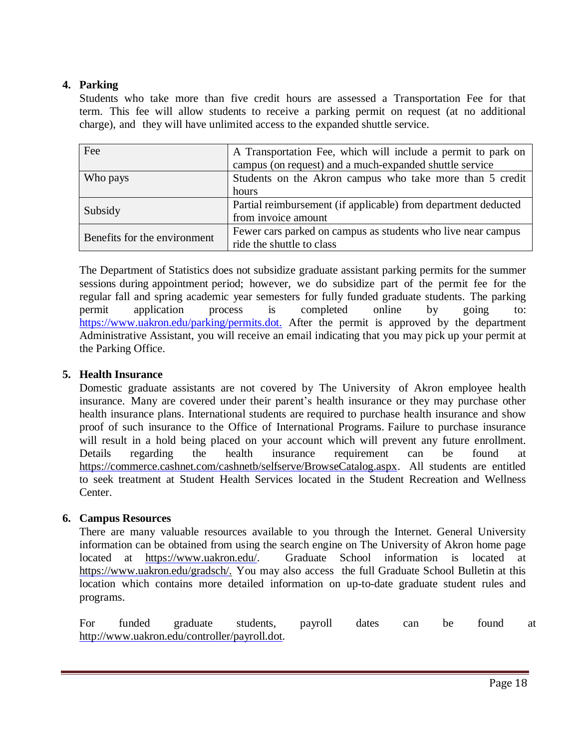**4. Parking**

Students who take more than five credit hours are assessed a Transportation Fee for that term. This fee will allow students to receive a parking permit on request (at no additional charge), and they will have unlimited access to the expanded shuttle service.

| | |
|---|---|
| Fee | A Transportation Fee, which will include a permit to park on campus (on request) and a much-expanded shuttle service |
| Who pays | Students on the Akron campus who take more than 5 credit hours |
| Subsidy | Partial reimbursement (if applicable) from department deducted from invoice amount |
| Benefits for the environment | Fewer cars parked on campus as students who live near campus ride the shuttle to class |

The Department of Statistics does not subsidize graduate assistant parking permits for the summer sessions during appointment period; however, we do subsidize part of the permit fee for the regular fall and spring academic year semesters for fully funded graduate students. The parking permit application process is completed online by going to: https://www.uakron.edu/parking/permits.dot. After the permit is approved by the department Administrative Assistant, you will receive an email indicating that you may pick up your permit at the Parking Office.

**5. Health Insurance**

Domestic graduate assistants are not covered by The University of Akron employee health insurance. Many are covered under their parent's health insurance or they may purchase other health insurance plans. International students are required to purchase health insurance and show proof of such insurance to the Office of International Programs. Failure to purchase insurance will result in a hold being placed on your account which will prevent any future enrollment. Details regarding the health insurance requirement can be found at https://commerce.cashnet.com/cashnetb/selfserve/BrowseCatalog.aspx. All students are entitled to seek treatment at Student Health Services located in the Student Recreation and Wellness Center.

**6. Campus Resources**

There are many valuable resources available to you through the Internet. General University information can be obtained from using the search engine on The University of Akron home page located at https://www.uakron.edu/. Graduate School information is located at https://www.uakron.edu/gradsch/. You may also access the full Graduate School Bulletin at this location which contains more detailed information on up-to-date graduate student rules and programs.

For funded graduate students, payroll dates can be found at http://www.uakron.edu/controller/payroll.dot.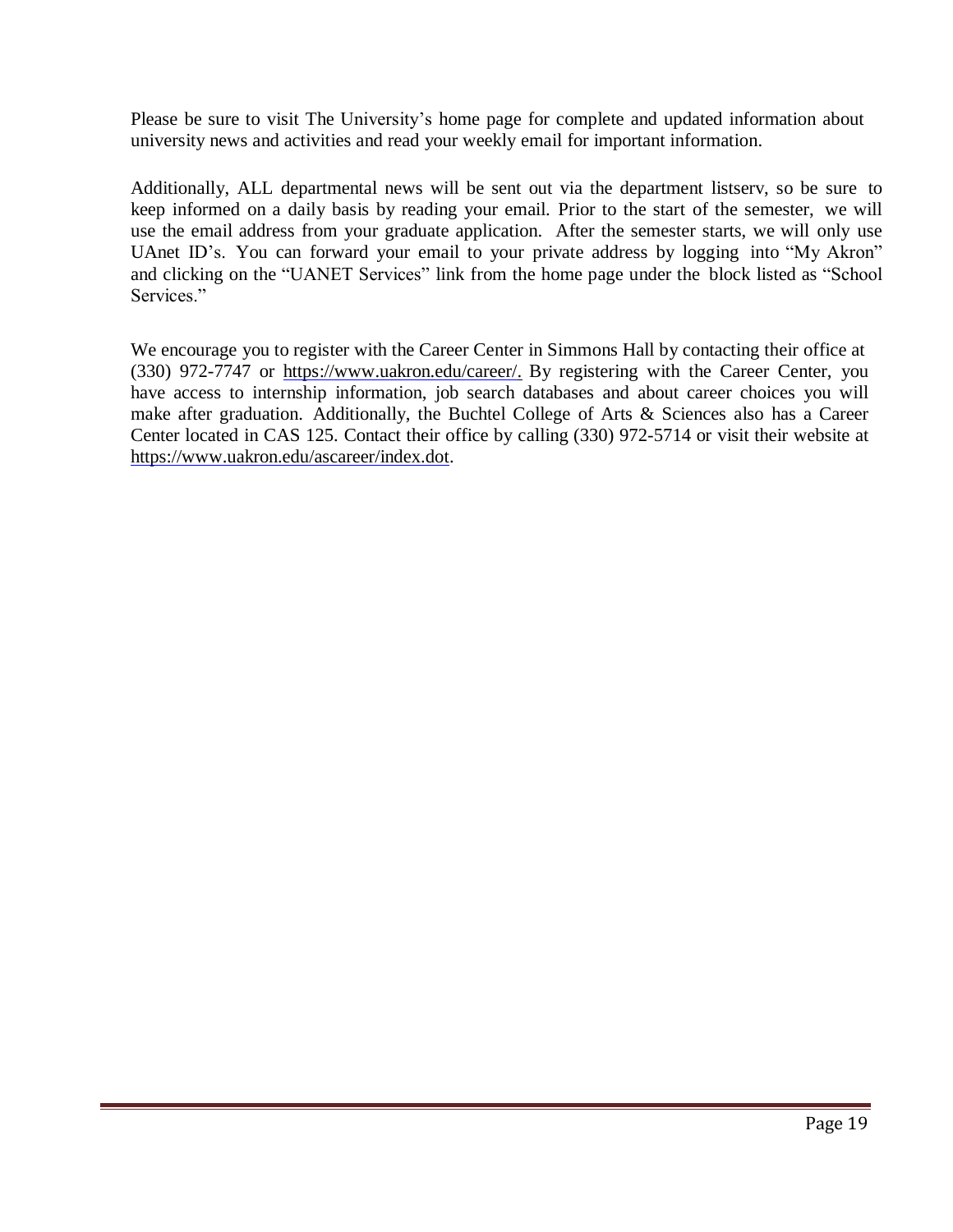Please be sure to visit The University's home page for complete and updated information about university news and activities and read your weekly email for important information.

Additionally, ALL departmental news will be sent out via the department listserv, so be sure to keep informed on a daily basis by reading your email. Prior to the start of the semester, we will use the email address from your graduate application. After the semester starts, we will only use UAnet ID's. You can forward your email to your private address by logging into "My Akron" and clicking on the "UANET Services" link from the home page under the block listed as "School Services."

We encourage you to register with the Career Center in Simmons Hall by contacting their office at (330) 972-7747 or https://www.uakron.edu/career/. By registering with the Career Center, you have access to internship information, job search databases and about career choices you will make after graduation. Additionally, the Buchtel College of Arts & Sciences also has a Career Center located in CAS 125. Contact their office by calling (330) 972-5714 or visit their website at https://www.uakron.edu/ascareer/index.dot.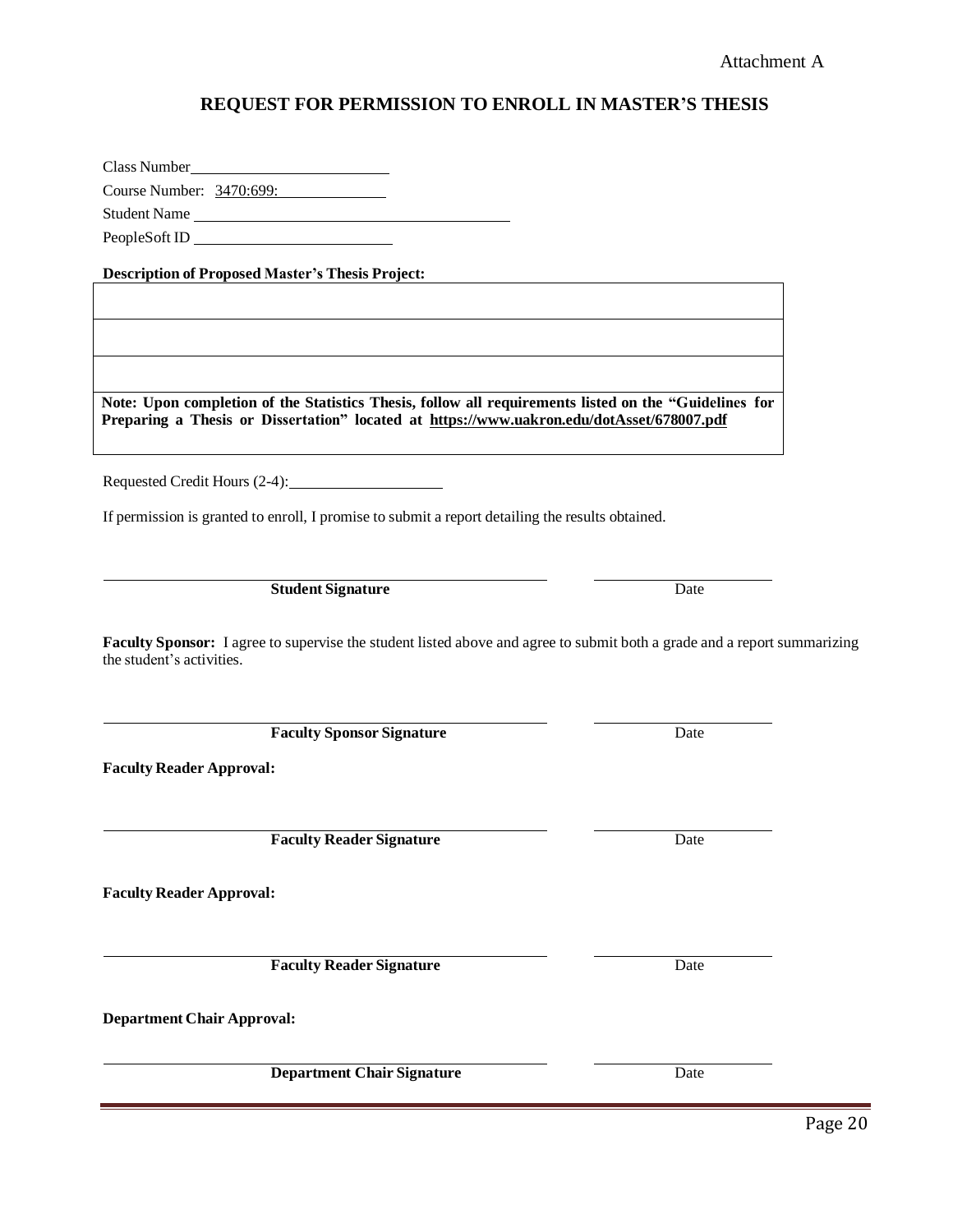Attachment A

# REQUEST FOR PERMISSION TO ENROLL IN MASTER'S THESIS

Class Number ______________________

Course Number: 3470:699: ____________

Student Name ____________________________________

PeopleSoft ID ______________________

**Description of Proposed Master's Thesis Project:**

| |
|---|
| |
| |
| |
| **Note: Upon completion of the Statistics Thesis, follow all requirements listed on the "Guidelines for Preparing a Thesis or Dissertation" located at https://www.uakron.edu/dotAsset/678007.pdf** |

Requested Credit Hours (2-4): ________________

If permission is granted to enroll, I promise to submit a report detailing the results obtained.

______________________________________________ ____________________

**Student Signature** Date

**Faculty Sponsor:** I agree to supervise the student listed above and agree to submit both a grade and a report summarizing the student's activities.

______________________________________________ ____________________

**Faculty Sponsor Signature** Date

**Faculty Reader Approval:**

______________________________________________ ____________________

**Faculty Reader Signature** Date

**Faculty Reader Approval:**

______________________________________________ ____________________

**Faculty Reader Signature** Date

**Department Chair Approval:**

______________________________________________ ____________________

**Department Chair Signature** Date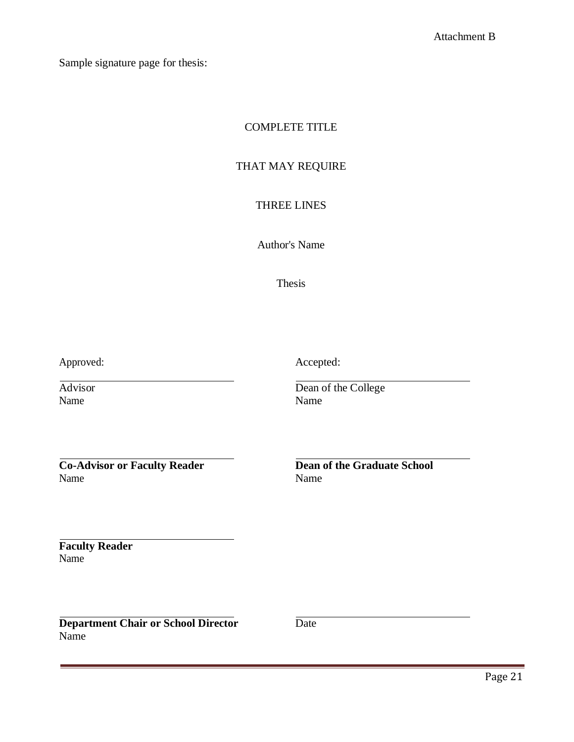Attachment B

Sample signature page for thesis:

COMPLETE TITLE

THAT MAY REQUIRE

THREE LINES

Author's Name

Thesis

Approved:

\_\_\_\_\_\_\_\_\_\_\_\_\_\_\_\_\_\_\_\_\_\_\_\_\_\_\_\_\_\_
Advisor
Name

\_\_\_\_\_\_\_\_\_\_\_\_\_\_\_\_\_\_\_\_\_\_\_\_\_\_\_\_\_\_
**Co-Advisor or Faculty Reader**
Name

\_\_\_\_\_\_\_\_\_\_\_\_\_\_\_\_\_\_\_\_\_\_\_\_\_\_\_\_\_\_
**Faculty Reader**
Name

\_\_\_\_\_\_\_\_\_\_\_\_\_\_\_\_\_\_\_\_\_\_\_\_\_\_\_\_\_\_
**Department Chair or School Director**
Name

Accepted:

\_\_\_\_\_\_\_\_\_\_\_\_\_\_\_\_\_\_\_\_\_\_\_\_\_\_\_\_\_\_
Dean of the College
Name

\_\_\_\_\_\_\_\_\_\_\_\_\_\_\_\_\_\_\_\_\_\_\_\_\_\_\_\_\_\_
**Dean of the Graduate School**
Name

\_\_\_\_\_\_\_\_\_\_\_\_\_\_\_\_\_\_\_\_\_\_\_\_\_\_\_\_\_\_
Date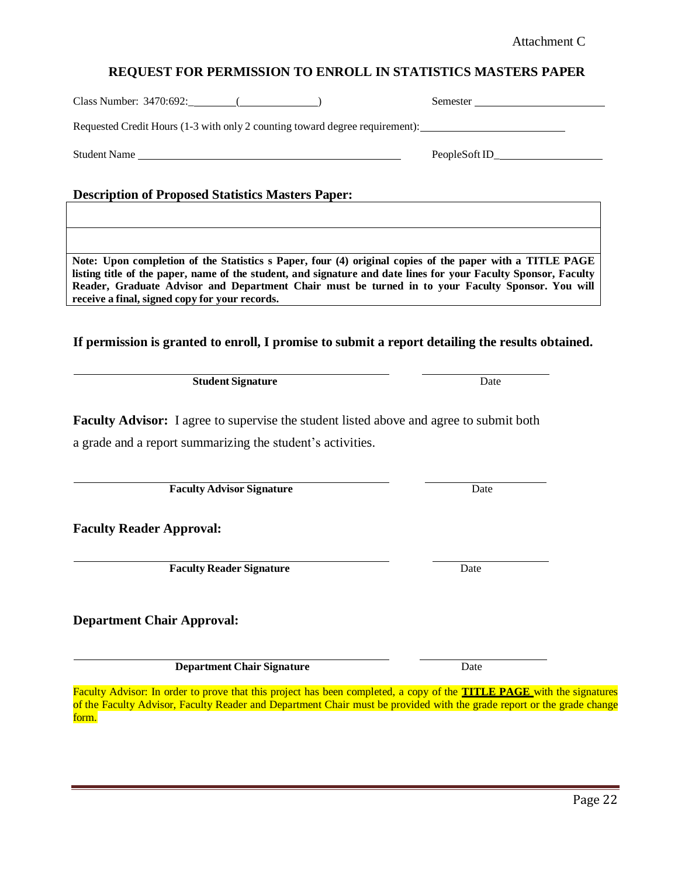Attachment C

## REQUEST FOR PERMISSION TO ENROLL IN STATISTICS MASTERS PAPER

Class Number: 3470:692:________(______________) Semester ______________________

Requested Credit Hours (1-3 with only 2 counting toward degree requirement): ______________________

Student Name ______________________________________________ PeopleSoft ID__________________

**Description of Proposed Statistics Masters Paper:**

| |
|---|
| |
| |
| **Note: Upon completion of the Statistics s Paper, four (4) original copies of the paper with a TITLE PAGE listing title of the paper, name of the student, and signature and date lines for your Faculty Sponsor, Faculty Reader, Graduate Advisor and Department Chair must be turned in to your Faculty Sponsor. You will receive a final, signed copy for your records.** |

**If permission is granted to enroll, I promise to submit a report detailing the results obtained.**

______________________________________________ ____________________

**Student Signature** Date

**Faculty Advisor:** I agree to supervise the student listed above and agree to submit both a grade and a report summarizing the student's activities.

______________________________________________ ____________________

**Faculty Advisor Signature** Date

**Faculty Reader Approval:**

______________________________________________ ____________________

**Faculty Reader Signature** Date

**Department Chair Approval:**

______________________________________________ ____________________

**Department Chair Signature** Date

Faculty Advisor: In order to prove that this project has been completed, a copy of the **TITLE PAGE** with the signatures of the Faculty Advisor, Faculty Reader and Department Chair must be provided with the grade report or the grade change form.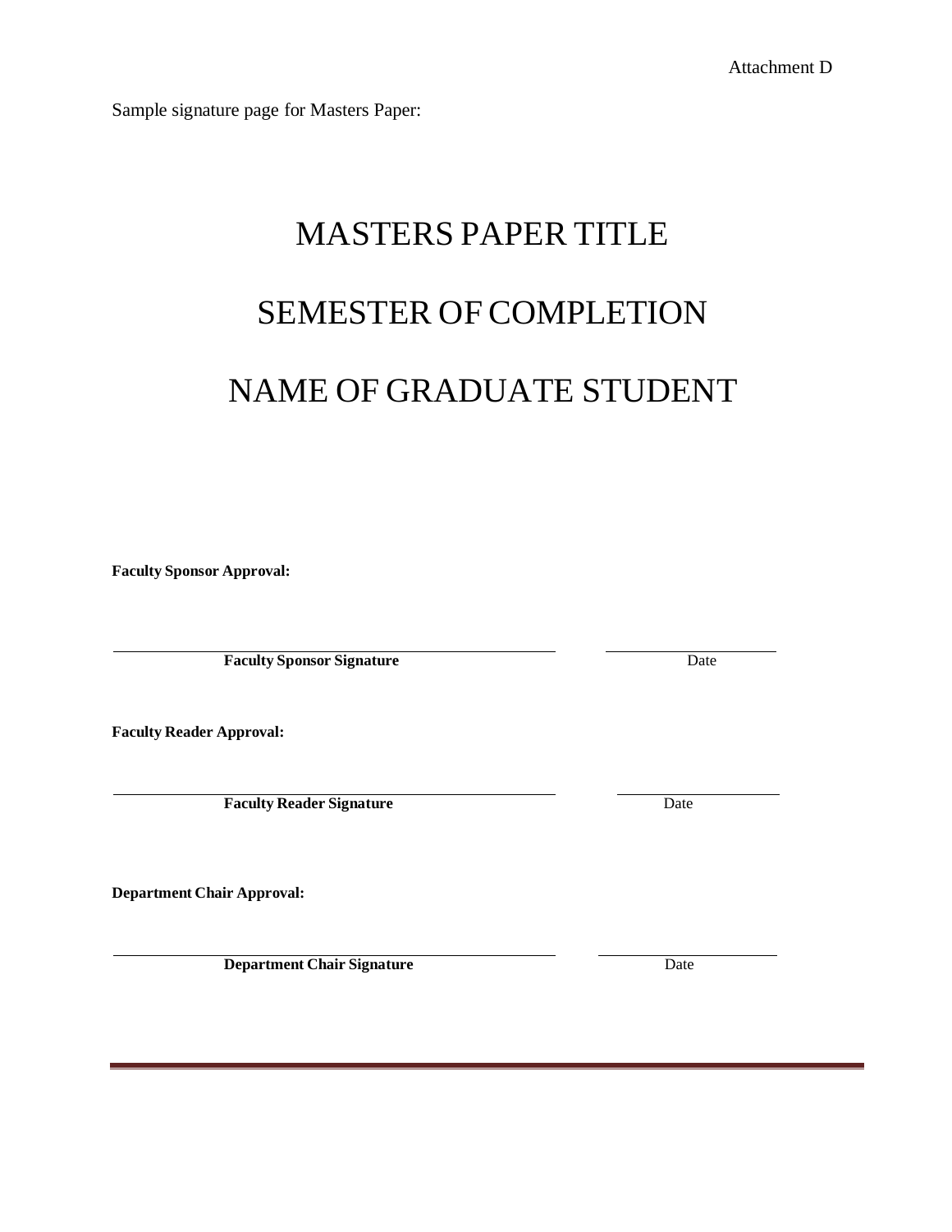Attachment D

Sample signature page for Masters Paper:

# MASTERS PAPER TITLE

# SEMESTER OF COMPLETION

# NAME OF GRADUATE STUDENT

**Faculty Sponsor Approval:**

\_\_\_\_\_\_\_\_\_\_\_\_\_\_\_\_\_\_\_\_\_\_\_\_\_\_\_\_\_\_\_\_\_\_\_\_\_\_\_\_ \_\_\_\_\_\_\_\_\_\_\_\_\_\_\_\_\_\_\_\_

**Faculty Sponsor Signature** Date

**Faculty Reader Approval:**

\_\_\_\_\_\_\_\_\_\_\_\_\_\_\_\_\_\_\_\_\_\_\_\_\_\_\_\_\_\_\_\_\_\_\_\_\_\_\_\_ \_\_\_\_\_\_\_\_\_\_\_\_\_\_\_\_\_\_\_\_

**Faculty Reader Signature** Date

**Department Chair Approval:**

\_\_\_\_\_\_\_\_\_\_\_\_\_\_\_\_\_\_\_\_\_\_\_\_\_\_\_\_\_\_\_\_\_\_\_\_\_\_\_\_ \_\_\_\_\_\_\_\_\_\_\_\_\_\_\_\_\_\_\_\_

**Department Chair Signature** Date